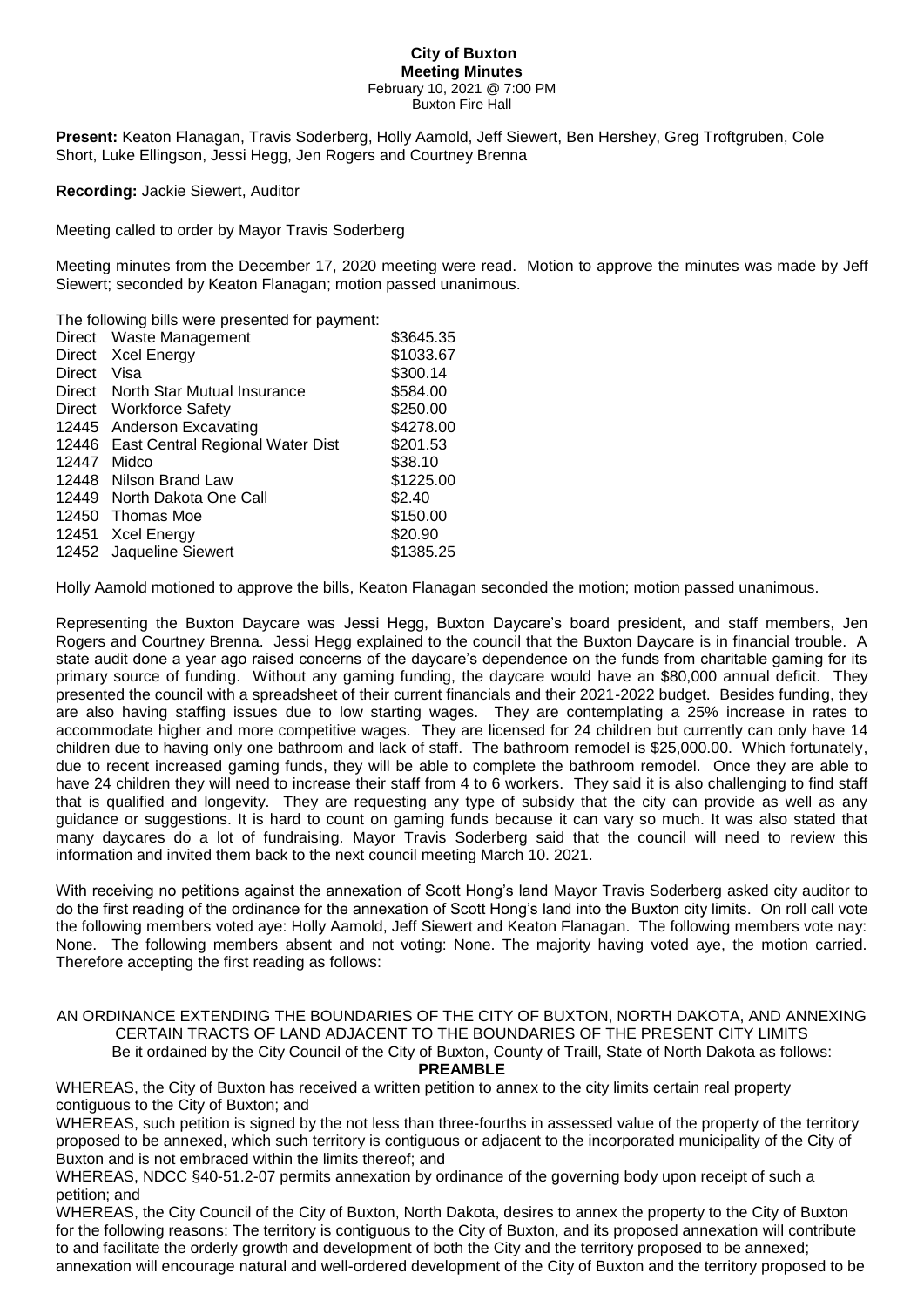**City of Buxton**
**Meeting Minutes**
February 10, 2021 @ 7:00 PM
Buxton Fire Hall

**Present:** Keaton Flanagan, Travis Soderberg, Holly Aamold, Jeff Siewert, Ben Hershey, Greg Troftgruben, Cole Short, Luke Ellingson, Jessi Hegg, Jen Rogers and Courtney Brenna

**Recording:** Jackie Siewert, Auditor

Meeting called to order by Mayor Travis Soderberg

Meeting minutes from the December 17, 2020 meeting were read. Motion to approve the minutes was made by Jeff Siewert; seconded by Keaton Flanagan; motion passed unanimous.

The following bills were presented for payment:

| | | |
|---|---|---|
| Direct | Waste Management | \$3645.35 |
| Direct | Xcel Energy | \$1033.67 |
| Direct | Visa | \$300.14 |
| Direct | North Star Mutual Insurance | \$584.00 |
| Direct | Workforce Safety | \$250.00 |
| 12445 | Anderson Excavating | \$4278.00 |
| 12446 | East Central Regional Water Dist | \$201.53 |
| 12447 | Midco | \$38.10 |
| 12448 | Nilson Brand Law | \$1225.00 |
| 12449 | North Dakota One Call | \$2.40 |
| 12450 | Thomas Moe | \$150.00 |
| 12451 | Xcel Energy | \$20.90 |
| 12452 | Jaqueline Siewert | \$1385.25 |

Holly Aamold motioned to approve the bills, Keaton Flanagan seconded the motion; motion passed unanimous.

Representing the Buxton Daycare was Jessi Hegg, Buxton Daycare's board president, and staff members, Jen Rogers and Courtney Brenna. Jessi Hegg explained to the council that the Buxton Daycare is in financial trouble. A state audit done a year ago raised concerns of the daycare's dependence on the funds from charitable gaming for its primary source of funding. Without any gaming funding, the daycare would have an \$80,000 annual deficit. They presented the council with a spreadsheet of their current financials and their 2021-2022 budget. Besides funding, they are also having staffing issues due to low starting wages. They are contemplating a 25% increase in rates to accommodate higher and more competitive wages. They are licensed for 24 children but currently can only have 14 children due to having only one bathroom and lack of staff. The bathroom remodel is \$25,000.00. Which fortunately, due to recent increased gaming funds, they will be able to complete the bathroom remodel. Once they are able to have 24 children they will need to increase their staff from 4 to 6 workers. They said it is also challenging to find staff that is qualified and longevity. They are requesting any type of subsidy that the city can provide as well as any guidance or suggestions. It is hard to count on gaming funds because it can vary so much. It was also stated that many daycares do a lot of fundraising. Mayor Travis Soderberg said that the council will need to review this information and invited them back to the next council meeting March 10. 2021.

With receiving no petitions against the annexation of Scott Hong's land Mayor Travis Soderberg asked city auditor to do the first reading of the ordinance for the annexation of Scott Hong's land into the Buxton city limits. On roll call vote the following members voted aye: Holly Aamold, Jeff Siewert and Keaton Flanagan. The following members vote nay: None. The following members absent and not voting: None. The majority having voted aye, the motion carried. Therefore accepting the first reading as follows:

AN ORDINANCE EXTENDING THE BOUNDARIES OF THE CITY OF BUXTON, NORTH DAKOTA, AND ANNEXING CERTAIN TRACTS OF LAND ADJACENT TO THE BOUNDARIES OF THE PRESENT CITY LIMITS

Be it ordained by the City Council of the City of Buxton, County of Traill, State of North Dakota as follows:

**PREAMBLE**

WHEREAS, the City of Buxton has received a written petition to annex to the city limits certain real property contiguous to the City of Buxton; and

WHEREAS, such petition is signed by the not less than three-fourths in assessed value of the property of the territory proposed to be annexed, which such territory is contiguous or adjacent to the incorporated municipality of the City of Buxton and is not embraced within the limits thereof; and

WHEREAS, NDCC §40-51.2-07 permits annexation by ordinance of the governing body upon receipt of such a petition; and

WHEREAS, the City Council of the City of Buxton, North Dakota, desires to annex the property to the City of Buxton for the following reasons: The territory is contiguous to the City of Buxton, and its proposed annexation will contribute to and facilitate the orderly growth and development of both the City and the territory proposed to be annexed; annexation will encourage natural and well-ordered development of the City of Buxton and the territory proposed to be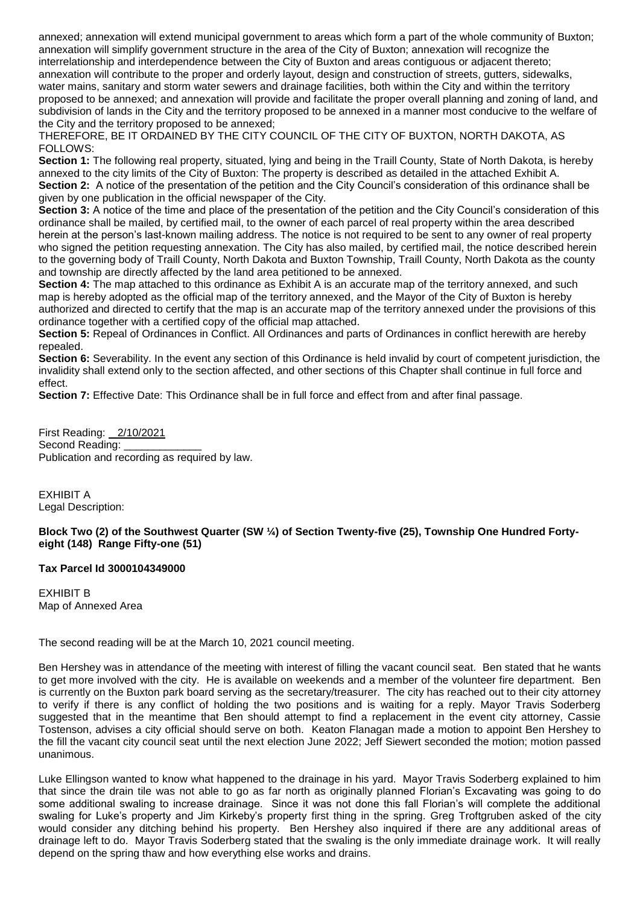annexed; annexation will extend municipal government to areas which form a part of the whole community of Buxton; annexation will simplify government structure in the area of the City of Buxton; annexation will recognize the interrelationship and interdependence between the City of Buxton and areas contiguous or adjacent thereto; annexation will contribute to the proper and orderly layout, design and construction of streets, gutters, sidewalks, water mains, sanitary and storm water sewers and drainage facilities, both within the City and within the territory proposed to be annexed; and annexation will provide and facilitate the proper overall planning and zoning of land, and subdivision of lands in the City and the territory proposed to be annexed in a manner most conducive to the welfare of the City and the territory proposed to be annexed;

THEREFORE, BE IT ORDAINED BY THE CITY COUNCIL OF THE CITY OF BUXTON, NORTH DAKOTA, AS FOLLOWS:

**Section 1:** The following real property, situated, lying and being in the Traill County, State of North Dakota, is hereby annexed to the city limits of the City of Buxton: The property is described as detailed in the attached Exhibit A.

**Section 2:** A notice of the presentation of the petition and the City Council's consideration of this ordinance shall be given by one publication in the official newspaper of the City.

**Section 3:** A notice of the time and place of the presentation of the petition and the City Council's consideration of this ordinance shall be mailed, by certified mail, to the owner of each parcel of real property within the area described herein at the person's last-known mailing address. The notice is not required to be sent to any owner of real property who signed the petition requesting annexation. The City has also mailed, by certified mail, the notice described herein to the governing body of Traill County, North Dakota and Buxton Township, Traill County, North Dakota as the county and township are directly affected by the land area petitioned to be annexed.

**Section 4:** The map attached to this ordinance as Exhibit A is an accurate map of the territory annexed, and such map is hereby adopted as the official map of the territory annexed, and the Mayor of the City of Buxton is hereby authorized and directed to certify that the map is an accurate map of the territory annexed under the provisions of this ordinance together with a certified copy of the official map attached.

**Section 5:** Repeal of Ordinances in Conflict. All Ordinances and parts of Ordinances in conflict herewith are hereby repealed.

**Section 6:** Severability. In the event any section of this Ordinance is held invalid by court of competent jurisdiction, the invalidity shall extend only to the section affected, and other sections of this Chapter shall continue in full force and effect.

**Section 7:** Effective Date: This Ordinance shall be in full force and effect from and after final passage.

First Reading: 2/10/2021
Second Reading: _____________
Publication and recording as required by law.

EXHIBIT A
Legal Description:

**Block Two (2) of the Southwest Quarter (SW ¼) of Section Twenty-five (25), Township One Hundred Forty-eight (148) Range Fifty-one (51)**

**Tax Parcel Id 3000104349000**

EXHIBIT B
Map of Annexed Area

The second reading will be at the March 10, 2021 council meeting.

Ben Hershey was in attendance of the meeting with interest of filling the vacant council seat. Ben stated that he wants to get more involved with the city. He is available on weekends and a member of the volunteer fire department. Ben is currently on the Buxton park board serving as the secretary/treasurer. The city has reached out to their city attorney to verify if there is any conflict of holding the two positions and is waiting for a reply. Mayor Travis Soderberg suggested that in the meantime that Ben should attempt to find a replacement in the event city attorney, Cassie Tostenson, advises a city official should serve on both. Keaton Flanagan made a motion to appoint Ben Hershey to the fill the vacant city council seat until the next election June 2022; Jeff Siewert seconded the motion; motion passed unanimous.

Luke Ellingson wanted to know what happened to the drainage in his yard. Mayor Travis Soderberg explained to him that since the drain tile was not able to go as far north as originally planned Florian's Excavating was going to do some additional swaling to increase drainage. Since it was not done this fall Florian's will complete the additional swaling for Luke's property and Jim Kirkeby's property first thing in the spring. Greg Troftgruben asked of the city would consider any ditching behind his property. Ben Hershey also inquired if there are any additional areas of drainage left to do. Mayor Travis Soderberg stated that the swaling is the only immediate drainage work. It will really depend on the spring thaw and how everything else works and drains.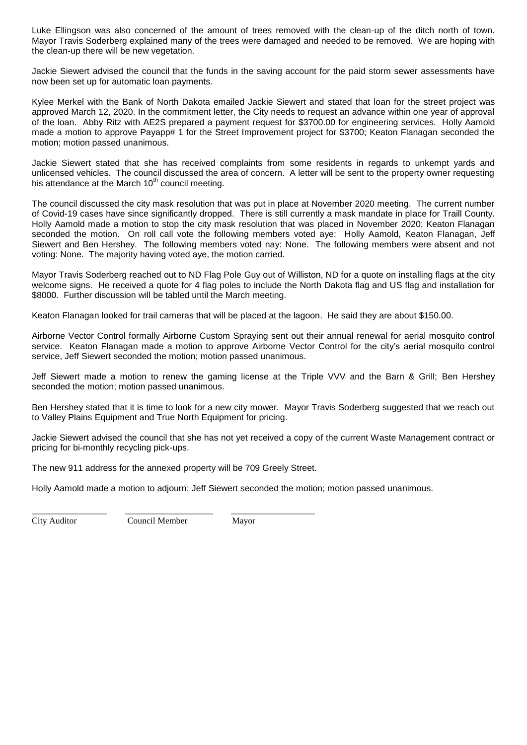Luke Ellingson was also concerned of the amount of trees removed with the clean-up of the ditch north of town. Mayor Travis Soderberg explained many of the trees were damaged and needed to be removed. We are hoping with the clean-up there will be new vegetation.

Jackie Siewert advised the council that the funds in the saving account for the paid storm sewer assessments have now been set up for automatic loan payments.

Kylee Merkel with the Bank of North Dakota emailed Jackie Siewert and stated that loan for the street project was approved March 12, 2020. In the commitment letter, the City needs to request an advance within one year of approval of the loan. Abby Ritz with AE2S prepared a payment request for $3700.00 for engineering services. Holly Aamold made a motion to approve Payapp# 1 for the Street Improvement project for $3700; Keaton Flanagan seconded the motion; motion passed unanimous.

Jackie Siewert stated that she has received complaints from some residents in regards to unkempt yards and unlicensed vehicles. The council discussed the area of concern. A letter will be sent to the property owner requesting his attendance at the March 10th council meeting.

The council discussed the city mask resolution that was put in place at November 2020 meeting. The current number of Covid-19 cases have since significantly dropped. There is still currently a mask mandate in place for Traill County. Holly Aamold made a motion to stop the city mask resolution that was placed in November 2020; Keaton Flanagan seconded the motion. On roll call vote the following members voted aye: Holly Aamold, Keaton Flanagan, Jeff Siewert and Ben Hershey. The following members voted nay: None. The following members were absent and not voting: None. The majority having voted aye, the motion carried.

Mayor Travis Soderberg reached out to ND Flag Pole Guy out of Williston, ND for a quote on installing flags at the city welcome signs. He received a quote for 4 flag poles to include the North Dakota flag and US flag and installation for $8000. Further discussion will be tabled until the March meeting.

Keaton Flanagan looked for trail cameras that will be placed at the lagoon. He said they are about $150.00.

Airborne Vector Control formally Airborne Custom Spraying sent out their annual renewal for aerial mosquito control service. Keaton Flanagan made a motion to approve Airborne Vector Control for the city's aerial mosquito control service, Jeff Siewert seconded the motion; motion passed unanimous.

Jeff Siewert made a motion to renew the gaming license at the Triple VVV and the Barn & Grill; Ben Hershey seconded the motion; motion passed unanimous.

Ben Hershey stated that it is time to look for a new city mower. Mayor Travis Soderberg suggested that we reach out to Valley Plains Equipment and True North Equipment for pricing.

Jackie Siewert advised the council that she has not yet received a copy of the current Waste Management contract or pricing for bi-monthly recycling pick-ups.

The new 911 address for the annexed property will be 709 Greely Street.

Holly Aamold made a motion to adjourn; Jeff Siewert seconded the motion; motion passed unanimous.

\_\_\_\_\_\_\_\_\_\_\_\_\_\_\_\_ \_\_\_\_\_\_\_\_\_\_\_\_\_\_\_\_\_\_ \_\_\_\_\_\_\_\_\_\_\_\_\_\_\_\_\_\_

City Auditor Council Member Mayor